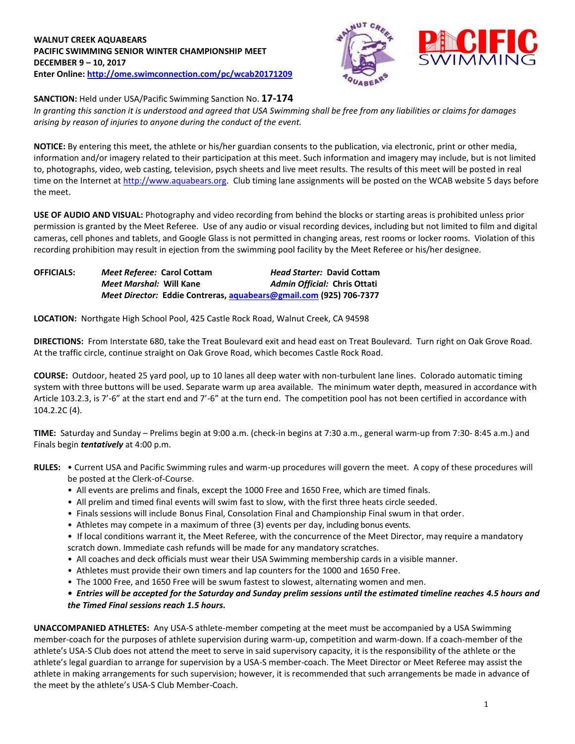**WALNUT CREEK AQUABEARS**
**PACIFIC SWIMMING SENIOR WINTER CHAMPIONSHIP MEET**
**DECEMBER 9 – 10, 2017**
**Enter Online: [http://ome.swimconnection.com/pc/wcab20171209](http://ome.swimconnection.com/pc/wcab20171209)**

**SANCTION:** Held under USA/Pacific Swimming Sanction No. **17-174**
*In granting this sanction it is understood and agreed that USA Swimming shall be free from any liabilities or claims for damages arising by reason of injuries to anyone during the conduct of the event.*

**NOTICE:** By entering this meet, the athlete or his/her guardian consents to the publication, via electronic, print or other media, information and/or imagery related to their participation at this meet. Such information and imagery may include, but is not limited to, photographs, video, web casting, television, psych sheets and live meet results. The results of this meet will be posted in real time on the Internet at [http://www.aquabears.org](http://www.aquabears.org). Club timing lane assignments will be posted on the WCAB website 5 days before the meet.

**USE OF AUDIO AND VISUAL:** Photography and video recording from behind the blocks or starting areas is prohibited unless prior permission is granted by the Meet Referee. Use of any audio or visual recording devices, including but not limited to film and digital cameras, cell phones and tablets, and Google Glass is not permitted in changing areas, rest rooms or locker rooms. Violation of this recording prohibition may result in ejection from the swimming pool facility by the Meet Referee or his/her designee.

**OFFICIALS:**
***Meet Referee:* Carol Cottam** — ***Head Starter:* David Cottam**
***Meet Marshal:* Will Kane** — ***Admin Official:* Chris Ottati**
***Meet Director:* Eddie Contreras, [aquabears@gmail.com](mailto:aquabears@gmail.com) (925) 706-7377**

**LOCATION:** Northgate High School Pool, 425 Castle Rock Road, Walnut Creek, CA 94598

**DIRECTIONS:** From Interstate 680, take the Treat Boulevard exit and head east on Treat Boulevard. Turn right on Oak Grove Road. At the traffic circle, continue straight on Oak Grove Road, which becomes Castle Rock Road.

**COURSE:** Outdoor, heated 25 yard pool, up to 10 lanes all deep water with non-turbulent lane lines. Colorado automatic timing system with three buttons will be used. Separate warm up area available. The minimum water depth, measured in accordance with Article 103.2.3, is 7'-6" at the start end and 7'-6" at the turn end. The competition pool has not been certified in accordance with 104.2.2C (4).

**TIME:** Saturday and Sunday – Prelims begin at 9:00 a.m. (check-in begins at 7:30 a.m., general warm-up from 7:30- 8:45 a.m.) and Finals begin ***tentatively*** at 4:00 p.m.

**RULES:**
- Current USA and Pacific Swimming rules and warm-up procedures will govern the meet. A copy of these procedures will be posted at the Clerk-of-Course.
- All events are prelims and finals, except the 1000 Free and 1650 Free, which are timed finals.
- All prelim and timed final events will swim fast to slow, with the first three heats circle seeded.
- Finals sessions will include Bonus Final, Consolation Final and Championship Final swum in that order.
- Athletes may compete in a maximum of three (3) events per day, including bonus events.
- If local conditions warrant it, the Meet Referee, with the concurrence of the Meet Director, may require a mandatory scratch down. Immediate cash refunds will be made for any mandatory scratches.
- All coaches and deck officials must wear their USA Swimming membership cards in a visible manner.
- Athletes must provide their own timers and lap counters for the 1000 and 1650 Free.
- The 1000 Free, and 1650 Free will be swum fastest to slowest, alternating women and men.
- ***Entries will be accepted for the Saturday and Sunday prelim sessions until the estimated timeline reaches 4.5 hours and the Timed Final sessions reach 1.5 hours.***

**UNACCOMPANIED ATHLETES:** Any USA-S athlete-member competing at the meet must be accompanied by a USA Swimming member-coach for the purposes of athlete supervision during warm-up, competition and warm-down. If a coach-member of the athlete's USA-S Club does not attend the meet to serve in said supervisory capacity, it is the responsibility of the athlete or the athlete's legal guardian to arrange for supervision by a USA-S member-coach. The Meet Director or Meet Referee may assist the athlete in making arrangements for such supervision; however, it is recommended that such arrangements be made in advance of the meet by the athlete's USA-S Club Member-Coach.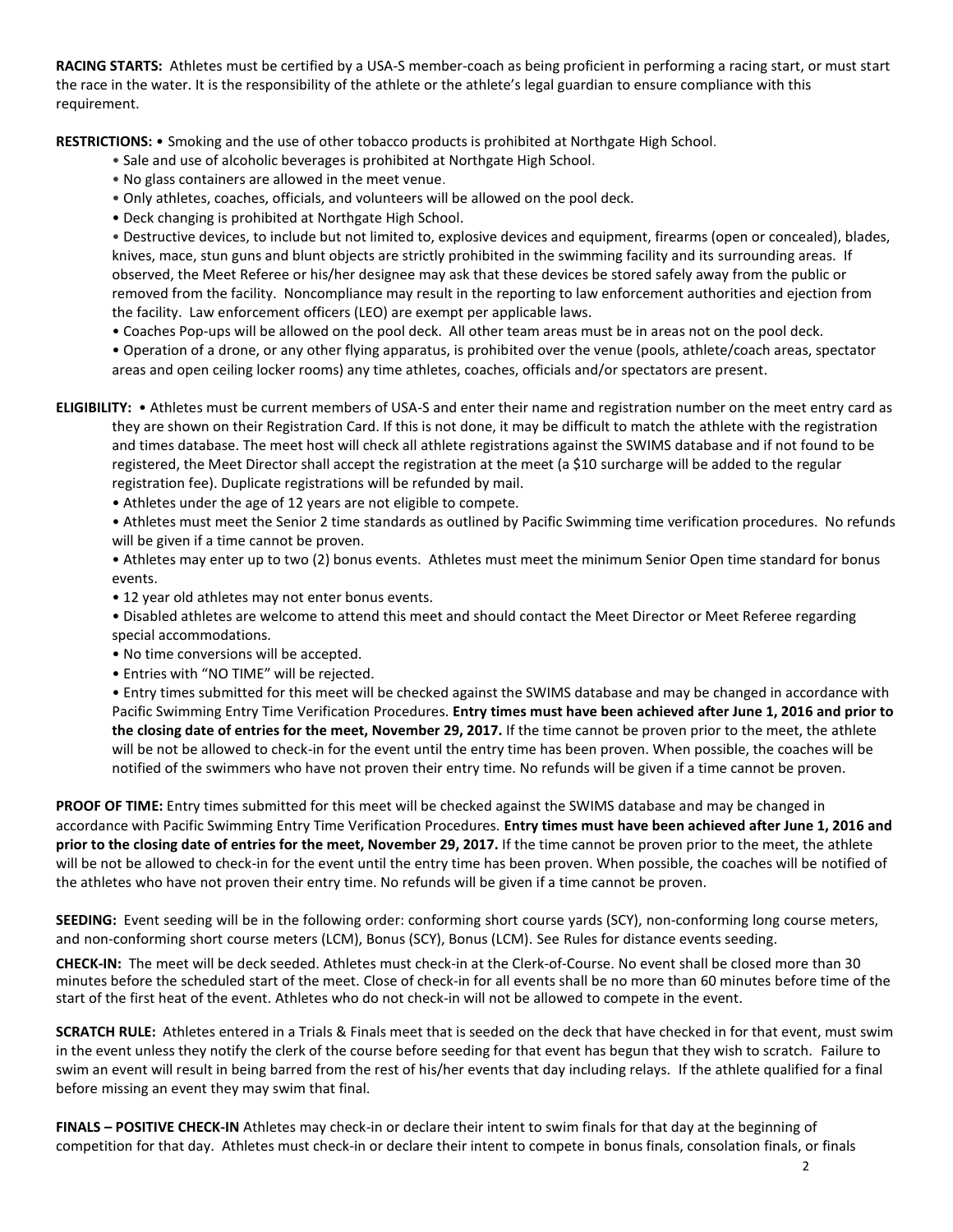**RACING STARTS:** Athletes must be certified by a USA-S member-coach as being proficient in performing a racing start, or must start the race in the water. It is the responsibility of the athlete or the athlete's legal guardian to ensure compliance with this requirement.

**RESTRICTIONS:** • Smoking and the use of other tobacco products is prohibited at Northgate High School.

- Sale and use of alcoholic beverages is prohibited at Northgate High School.
- No glass containers are allowed in the meet venue.
- Only athletes, coaches, officials, and volunteers will be allowed on the pool deck.
- Deck changing is prohibited at Northgate High School.
- Destructive devices, to include but not limited to, explosive devices and equipment, firearms (open or concealed), blades, knives, mace, stun guns and blunt objects are strictly prohibited in the swimming facility and its surrounding areas. If observed, the Meet Referee or his/her designee may ask that these devices be stored safely away from the public or removed from the facility. Noncompliance may result in the reporting to law enforcement authorities and ejection from the facility. Law enforcement officers (LEO) are exempt per applicable laws.
- Coaches Pop-ups will be allowed on the pool deck. All other team areas must be in areas not on the pool deck.
- Operation of a drone, or any other flying apparatus, is prohibited over the venue (pools, athlete/coach areas, spectator areas and open ceiling locker rooms) any time athletes, coaches, officials and/or spectators are present.

**ELIGIBILITY:** • Athletes must be current members of USA-S and enter their name and registration number on the meet entry card as they are shown on their Registration Card. If this is not done, it may be difficult to match the athlete with the registration and times database. The meet host will check all athlete registrations against the SWIMS database and if not found to be registered, the Meet Director shall accept the registration at the meet (a $10 surcharge will be added to the regular registration fee). Duplicate registrations will be refunded by mail.

- Athletes under the age of 12 years are not eligible to compete.
- Athletes must meet the Senior 2 time standards as outlined by Pacific Swimming time verification procedures. No refunds will be given if a time cannot be proven.
- Athletes may enter up to two (2) bonus events. Athletes must meet the minimum Senior Open time standard for bonus events.
- 12 year old athletes may not enter bonus events.
- Disabled athletes are welcome to attend this meet and should contact the Meet Director or Meet Referee regarding special accommodations.
- No time conversions will be accepted.
- Entries with "NO TIME" will be rejected.
- Entry times submitted for this meet will be checked against the SWIMS database and may be changed in accordance with Pacific Swimming Entry Time Verification Procedures. **Entry times must have been achieved after June 1, 2016 and prior to the closing date of entries for the meet, November 29, 2017.** If the time cannot be proven prior to the meet, the athlete will be not be allowed to check-in for the event until the entry time has been proven. When possible, the coaches will be notified of the swimmers who have not proven their entry time. No refunds will be given if a time cannot be proven.

**PROOF OF TIME:** Entry times submitted for this meet will be checked against the SWIMS database and may be changed in accordance with Pacific Swimming Entry Time Verification Procedures. **Entry times must have been achieved after June 1, 2016 and prior to the closing date of entries for the meet, November 29, 2017.** If the time cannot be proven prior to the meet, the athlete will be not be allowed to check-in for the event until the entry time has been proven. When possible, the coaches will be notified of the athletes who have not proven their entry time. No refunds will be given if a time cannot be proven.

**SEEDING:** Event seeding will be in the following order: conforming short course yards (SCY), non-conforming long course meters, and non-conforming short course meters (LCM), Bonus (SCY), Bonus (LCM). See Rules for distance events seeding.

**CHECK-IN:** The meet will be deck seeded. Athletes must check-in at the Clerk-of-Course. No event shall be closed more than 30 minutes before the scheduled start of the meet. Close of check-in for all events shall be no more than 60 minutes before time of the start of the first heat of the event. Athletes who do not check-in will not be allowed to compete in the event.

**SCRATCH RULE:** Athletes entered in a Trials & Finals meet that is seeded on the deck that have checked in for that event, must swim in the event unless they notify the clerk of the course before seeding for that event has begun that they wish to scratch. Failure to swim an event will result in being barred from the rest of his/her events that day including relays. If the athlete qualified for a final before missing an event they may swim that final.

**FINALS – POSITIVE CHECK-IN** Athletes may check-in or declare their intent to swim finals for that day at the beginning of competition for that day. Athletes must check-in or declare their intent to compete in bonus finals, consolation finals, or finals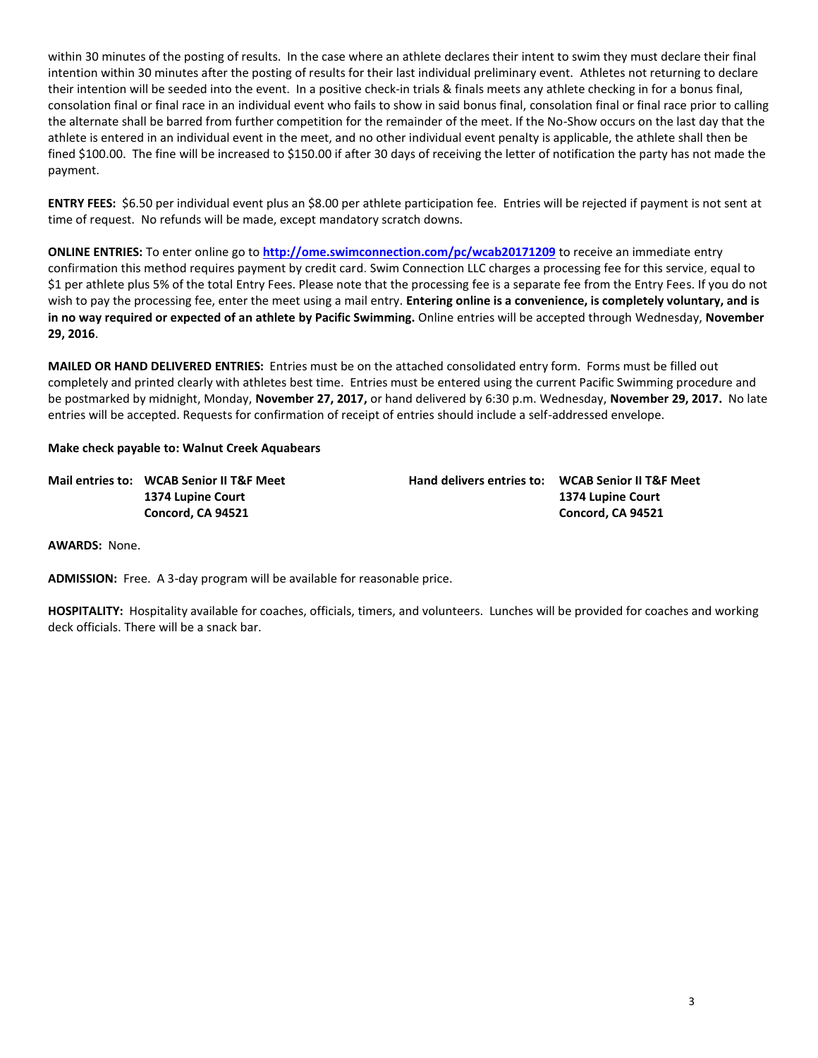within 30 minutes of the posting of results. In the case where an athlete declares their intent to swim they must declare their final intention within 30 minutes after the posting of results for their last individual preliminary event. Athletes not returning to declare their intention will be seeded into the event. In a positive check-in trials & finals meets any athlete checking in for a bonus final, consolation final or final race in an individual event who fails to show in said bonus final, consolation final or final race prior to calling the alternate shall be barred from further competition for the remainder of the meet. If the No-Show occurs on the last day that the athlete is entered in an individual event in the meet, and no other individual event penalty is applicable, the athlete shall then be fined $100.00. The fine will be increased to $150.00 if after 30 days of receiving the letter of notification the party has not made the payment.

**ENTRY FEES:** $6.50 per individual event plus an $8.00 per athlete participation fee. Entries will be rejected if payment is not sent at time of request. No refunds will be made, except mandatory scratch downs.

**ONLINE ENTRIES:** To enter online go to **http://ome.swimconnection.com/pc/wcab20171209** to receive an immediate entry confirmation this method requires payment by credit card. Swim Connection LLC charges a processing fee for this service, equal to $1 per athlete plus 5% of the total Entry Fees. Please note that the processing fee is a separate fee from the Entry Fees. If you do not wish to pay the processing fee, enter the meet using a mail entry. **Entering online is a convenience, is completely voluntary, and is in no way required or expected of an athlete by Pacific Swimming.** Online entries will be accepted through Wednesday, **November 29, 2016**.

**MAILED OR HAND DELIVERED ENTRIES:** Entries must be on the attached consolidated entry form. Forms must be filled out completely and printed clearly with athletes best time. Entries must be entered using the current Pacific Swimming procedure and be postmarked by midnight, Monday, **November 27, 2017,** or hand delivered by 6:30 p.m. Wednesday, **November 29, 2017.** No late entries will be accepted. Requests for confirmation of receipt of entries should include a self-addressed envelope.

**Make check payable to: Walnut Creek Aquabears**

| **Mail entries to:** | **WCAB Senior II T&F Meet** | **Hand delivers entries to:** | **WCAB Senior II T&F Meet** |
|---|---|---|---|
| | **1374 Lupine Court** | | **1374 Lupine Court** |
| | **Concord, CA 94521** | | **Concord, CA 94521** |

**AWARDS:** None.

**ADMISSION:** Free. A 3-day program will be available for reasonable price.

**HOSPITALITY:** Hospitality available for coaches, officials, timers, and volunteers. Lunches will be provided for coaches and working deck officials. There will be a snack bar.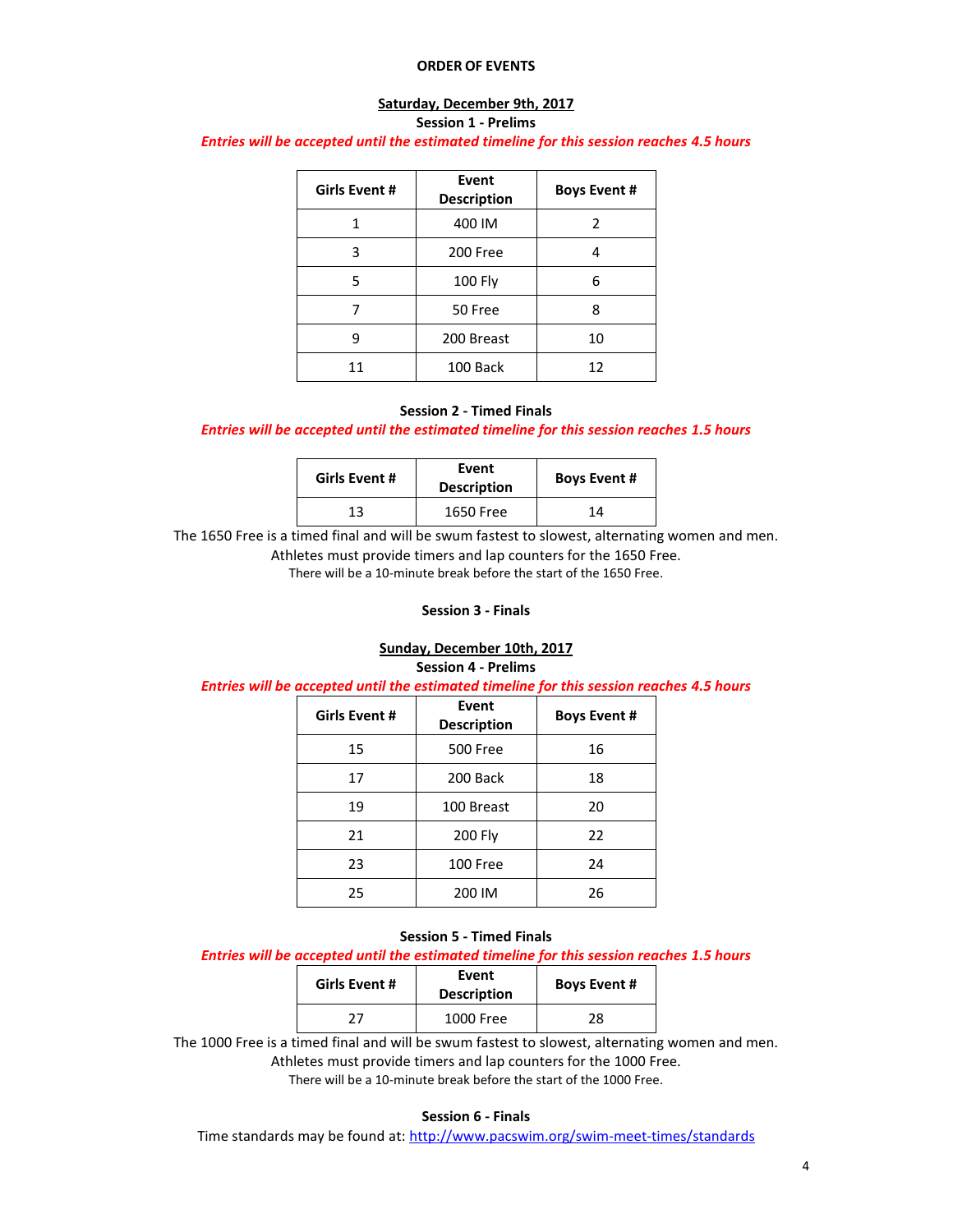# ORDER OF EVENTS

## Saturday, December 9th, 2017

### Session 1 - Prelims

***Entries will be accepted until the estimated timeline for this session reaches 4.5 hours***

| Girls Event # | Event Description | Boys Event # |
|---|---|---|
| 1 | 400 IM | 2 |
| 3 | 200 Free | 4 |
| 5 | 100 Fly | 6 |
| 7 | 50 Free | 8 |
| 9 | 200 Breast | 10 |
| 11 | 100 Back | 12 |

### Session 2 - Timed Finals

***Entries will be accepted until the estimated timeline for this session reaches 1.5 hours***

| Girls Event # | Event Description | Boys Event # |
|---|---|---|
| 13 | 1650 Free | 14 |

The 1650 Free is a timed final and will be swum fastest to slowest, alternating women and men.
Athletes must provide timers and lap counters for the 1650 Free.
There will be a 10-minute break before the start of the 1650 Free.

### Session 3 - Finals

## Sunday, December 10th, 2017

### Session 4 - Prelims

***Entries will be accepted until the estimated timeline for this session reaches 4.5 hours***

| Girls Event # | Event Description | Boys Event # |
|---|---|---|
| 15 | 500 Free | 16 |
| 17 | 200 Back | 18 |
| 19 | 100 Breast | 20 |
| 21 | 200 Fly | 22 |
| 23 | 100 Free | 24 |
| 25 | 200 IM | 26 |

### Session 5 - Timed Finals

***Entries will be accepted until the estimated timeline for this session reaches 1.5 hours***

| Girls Event # | Event Description | Boys Event # |
|---|---|---|
| 27 | 1000 Free | 28 |

The 1000 Free is a timed final and will be swum fastest to slowest, alternating women and men.
Athletes must provide timers and lap counters for the 1000 Free.
There will be a 10-minute break before the start of the 1000 Free.

### Session 6 - Finals

Time standards may be found at: http://www.pacswim.org/swim-meet-times/standards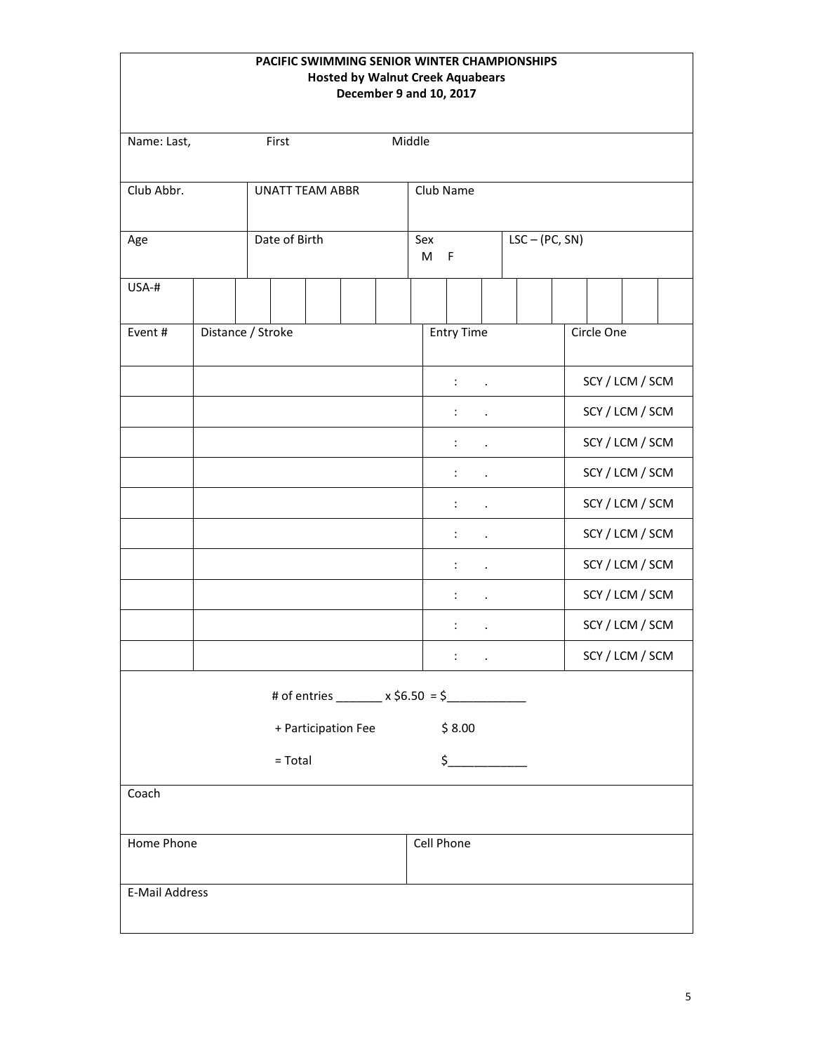**PACIFIC SWIMMING SENIOR WINTER CHAMPIONSHIPS**
**Hosted by Walnut Creek Aquabears**
**December 9 and 10, 2017**

| | | |
|---|---|---|
| Name: Last, | First | Middle |

| | | | |
|---|---|---|---|
| Club Abbr. | UNATT TEAM ABBR | Club Name | |
| Age | Date of Birth | Sex M F | LSC – (PC, SN) |

| | | | | | | | | | | | | | |
|---|---|---|---|---|---|---|---|---|---|---|---|---|---|
| USA-# | | | | | | | | | | | | | |

| Event # | Distance / Stroke | Entry Time | Circle One |
|---|---|---|---|
| | | : . | SCY / LCM / SCM |
| | | : . | SCY / LCM / SCM |
| | | : . | SCY / LCM / SCM |
| | | : . | SCY / LCM / SCM |
| | | : . | SCY / LCM / SCM |
| | | : . | SCY / LCM / SCM |
| | | : . | SCY / LCM / SCM |
| | | : . | SCY / LCM / SCM |
| | | : . | SCY / LCM / SCM |
| | | : . | SCY / LCM / SCM |

# of entries _______ x $6.50 = $____________

+ Participation Fee $ 8.00

= Total $____________

| | |
|---|---|
| Coach | |
| Home Phone | Cell Phone |
| E-Mail Address | |